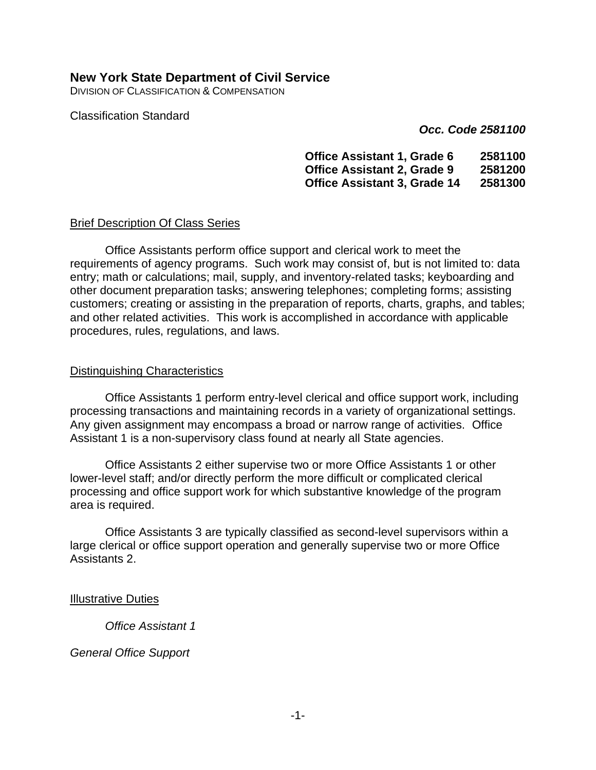# New York State Department of Civil Service

DIVISION OF CLASSIFICATION & COMPENSATION

Classification Standard

***Occ. Code 2581100***

| | |
|---|---|
| **Office Assistant 1, Grade 6** | **2581100** |
| **Office Assistant 2, Grade 9** | **2581200** |
| **Office Assistant 3, Grade 14** | **2581300** |

## Brief Description Of Class Series

Office Assistants perform office support and clerical work to meet the requirements of agency programs. Such work may consist of, but is not limited to: data entry; math or calculations; mail, supply, and inventory-related tasks; keyboarding and other document preparation tasks; answering telephones; completing forms; assisting customers; creating or assisting in the preparation of reports, charts, graphs, and tables; and other related activities. This work is accomplished in accordance with applicable procedures, rules, regulations, and laws.

## Distinguishing Characteristics

Office Assistants 1 perform entry-level clerical and office support work, including processing transactions and maintaining records in a variety of organizational settings. Any given assignment may encompass a broad or narrow range of activities. Office Assistant 1 is a non-supervisory class found at nearly all State agencies.

Office Assistants 2 either supervise two or more Office Assistants 1 or other lower-level staff; and/or directly perform the more difficult or complicated clerical processing and office support work for which substantive knowledge of the program area is required.

Office Assistants 3 are typically classified as second-level supervisors within a large clerical or office support operation and generally supervise two or more Office Assistants 2.

## Illustrative Duties

*Office Assistant 1*

*General Office Support*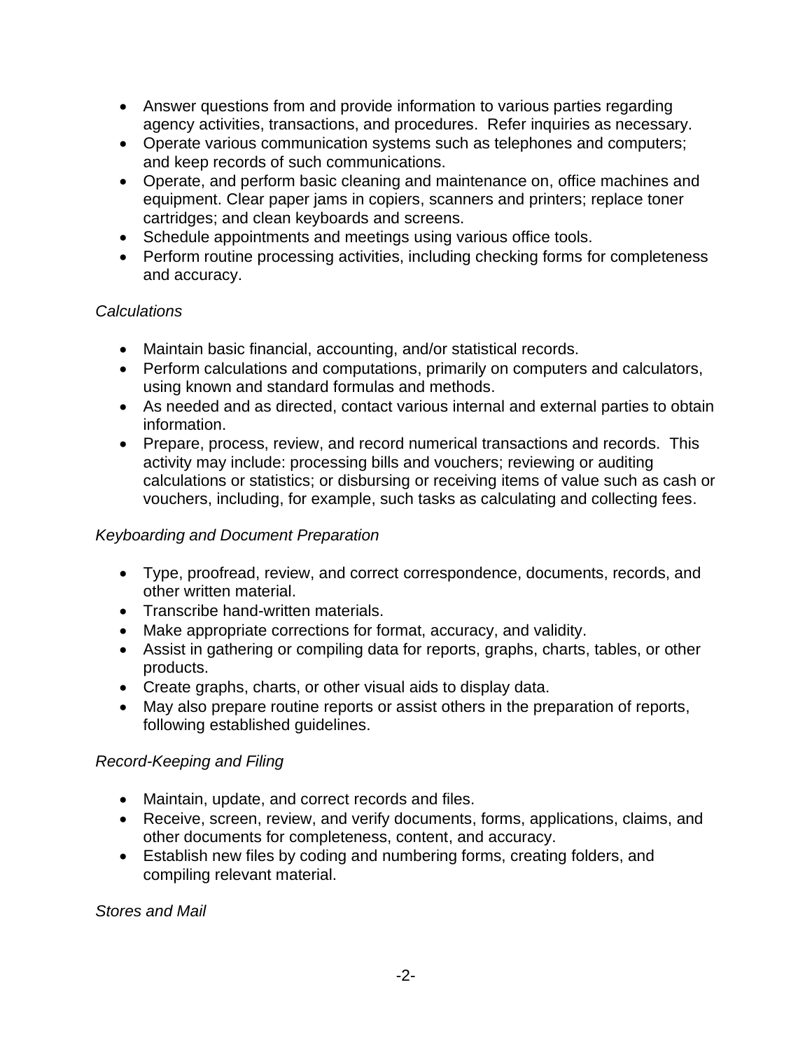- Answer questions from and provide information to various parties regarding agency activities, transactions, and procedures. Refer inquiries as necessary.
- Operate various communication systems such as telephones and computers; and keep records of such communications.
- Operate, and perform basic cleaning and maintenance on, office machines and equipment. Clear paper jams in copiers, scanners and printers; replace toner cartridges; and clean keyboards and screens.
- Schedule appointments and meetings using various office tools.
- Perform routine processing activities, including checking forms for completeness and accuracy.

*Calculations*

- Maintain basic financial, accounting, and/or statistical records.
- Perform calculations and computations, primarily on computers and calculators, using known and standard formulas and methods.
- As needed and as directed, contact various internal and external parties to obtain information.
- Prepare, process, review, and record numerical transactions and records. This activity may include: processing bills and vouchers; reviewing or auditing calculations or statistics; or disbursing or receiving items of value such as cash or vouchers, including, for example, such tasks as calculating and collecting fees.

*Keyboarding and Document Preparation*

- Type, proofread, review, and correct correspondence, documents, records, and other written material.
- Transcribe hand-written materials.
- Make appropriate corrections for format, accuracy, and validity.
- Assist in gathering or compiling data for reports, graphs, charts, tables, or other products.
- Create graphs, charts, or other visual aids to display data.
- May also prepare routine reports or assist others in the preparation of reports, following established guidelines.

*Record-Keeping and Filing*

- Maintain, update, and correct records and files.
- Receive, screen, review, and verify documents, forms, applications, claims, and other documents for completeness, content, and accuracy.
- Establish new files by coding and numbering forms, creating folders, and compiling relevant material.

*Stores and Mail*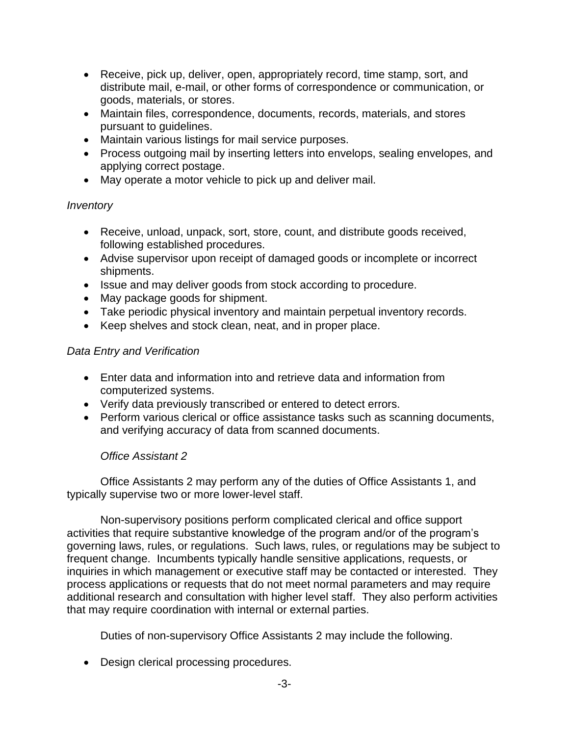- Receive, pick up, deliver, open, appropriately record, time stamp, sort, and distribute mail, e-mail, or other forms of correspondence or communication, or goods, materials, or stores.
- Maintain files, correspondence, documents, records, materials, and stores pursuant to guidelines.
- Maintain various listings for mail service purposes.
- Process outgoing mail by inserting letters into envelops, sealing envelopes, and applying correct postage.
- May operate a motor vehicle to pick up and deliver mail.

*Inventory*

- Receive, unload, unpack, sort, store, count, and distribute goods received, following established procedures.
- Advise supervisor upon receipt of damaged goods or incomplete or incorrect shipments.
- Issue and may deliver goods from stock according to procedure.
- May package goods for shipment.
- Take periodic physical inventory and maintain perpetual inventory records.
- Keep shelves and stock clean, neat, and in proper place.

*Data Entry and Verification*

- Enter data and information into and retrieve data and information from computerized systems.
- Verify data previously transcribed or entered to detect errors.
- Perform various clerical or office assistance tasks such as scanning documents, and verifying accuracy of data from scanned documents.

*Office Assistant 2*

Office Assistants 2 may perform any of the duties of Office Assistants 1, and typically supervise two or more lower-level staff.

Non-supervisory positions perform complicated clerical and office support activities that require substantive knowledge of the program and/or of the program's governing laws, rules, or regulations. Such laws, rules, or regulations may be subject to frequent change. Incumbents typically handle sensitive applications, requests, or inquiries in which management or executive staff may be contacted or interested. They process applications or requests that do not meet normal parameters and may require additional research and consultation with higher level staff. They also perform activities that may require coordination with internal or external parties.

Duties of non-supervisory Office Assistants 2 may include the following.

- Design clerical processing procedures.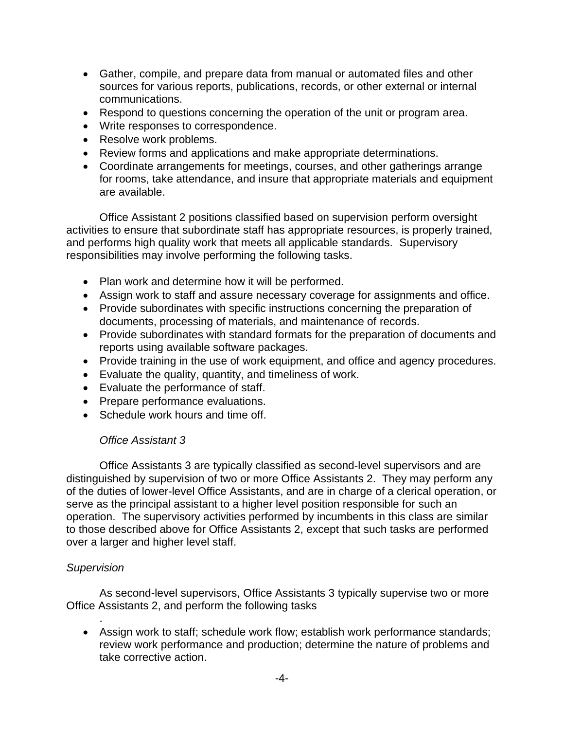- Gather, compile, and prepare data from manual or automated files and other sources for various reports, publications, records, or other external or internal communications.
- Respond to questions concerning the operation of the unit or program area.
- Write responses to correspondence.
- Resolve work problems.
- Review forms and applications and make appropriate determinations.
- Coordinate arrangements for meetings, courses, and other gatherings arrange for rooms, take attendance, and insure that appropriate materials and equipment are available.

Office Assistant 2 positions classified based on supervision perform oversight activities to ensure that subordinate staff has appropriate resources, is properly trained, and performs high quality work that meets all applicable standards. Supervisory responsibilities may involve performing the following tasks.

- Plan work and determine how it will be performed.
- Assign work to staff and assure necessary coverage for assignments and office.
- Provide subordinates with specific instructions concerning the preparation of documents, processing of materials, and maintenance of records.
- Provide subordinates with standard formats for the preparation of documents and reports using available software packages.
- Provide training in the use of work equipment, and office and agency procedures.
- Evaluate the quality, quantity, and timeliness of work.
- Evaluate the performance of staff.
- Prepare performance evaluations.
- Schedule work hours and time off.

*Office Assistant 3*

Office Assistants 3 are typically classified as second-level supervisors and are distinguished by supervision of two or more Office Assistants 2. They may perform any of the duties of lower-level Office Assistants, and are in charge of a clerical operation, or serve as the principal assistant to a higher level position responsible for such an operation. The supervisory activities performed by incumbents in this class are similar to those described above for Office Assistants 2, except that such tasks are performed over a larger and higher level staff.

*Supervision*

As second-level supervisors, Office Assistants 3 typically supervise two or more Office Assistants 2, and perform the following tasks

.

- Assign work to staff; schedule work flow; establish work performance standards; review work performance and production; determine the nature of problems and take corrective action.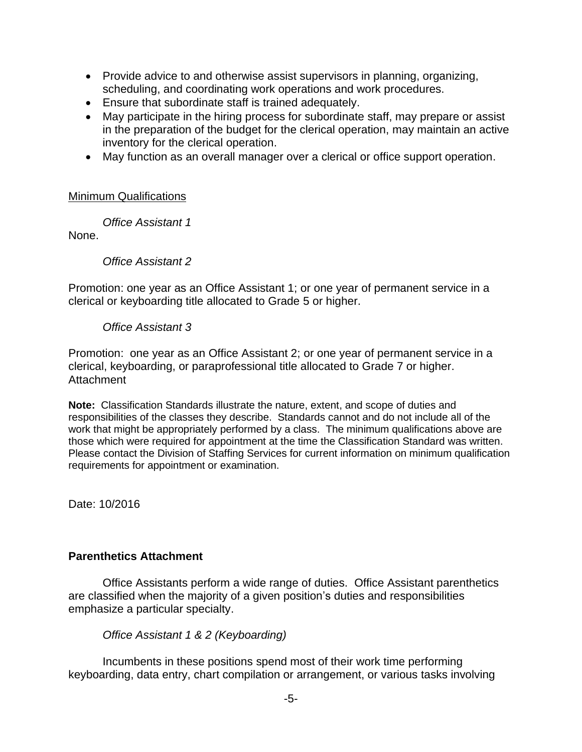- Provide advice to and otherwise assist supervisors in planning, organizing, scheduling, and coordinating work operations and work procedures.
- Ensure that subordinate staff is trained adequately.
- May participate in the hiring process for subordinate staff, may prepare or assist in the preparation of the budget for the clerical operation, may maintain an active inventory for the clerical operation.
- May function as an overall manager over a clerical or office support operation.

Minimum Qualifications

*Office Assistant 1*

None.

*Office Assistant 2*

Promotion: one year as an Office Assistant 1; or one year of permanent service in a clerical or keyboarding title allocated to Grade 5 or higher.

*Office Assistant 3*

Promotion: one year as an Office Assistant 2; or one year of permanent service in a clerical, keyboarding, or paraprofessional title allocated to Grade 7 or higher.
Attachment

**Note:** Classification Standards illustrate the nature, extent, and scope of duties and responsibilities of the classes they describe. Standards cannot and do not include all of the work that might be appropriately performed by a class. The minimum qualifications above are those which were required for appointment at the time the Classification Standard was written. Please contact the Division of Staffing Services for current information on minimum qualification requirements for appointment or examination.

Date: 10/2016

**Parenthetics Attachment**

Office Assistants perform a wide range of duties. Office Assistant parenthetics are classified when the majority of a given position's duties and responsibilities emphasize a particular specialty.

*Office Assistant 1 & 2 (Keyboarding)*

Incumbents in these positions spend most of their work time performing keyboarding, data entry, chart compilation or arrangement, or various tasks involving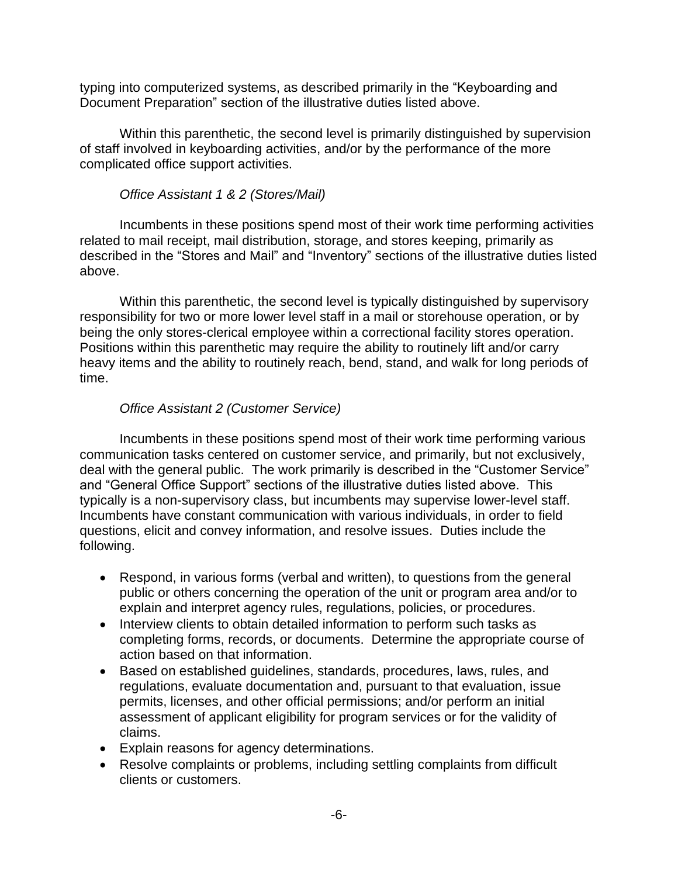typing into computerized systems, as described primarily in the "Keyboarding and Document Preparation" section of the illustrative duties listed above.

Within this parenthetic, the second level is primarily distinguished by supervision of staff involved in keyboarding activities, and/or by the performance of the more complicated office support activities.

*Office Assistant 1 & 2 (Stores/Mail)*

Incumbents in these positions spend most of their work time performing activities related to mail receipt, mail distribution, storage, and stores keeping, primarily as described in the "Stores and Mail" and "Inventory" sections of the illustrative duties listed above.

Within this parenthetic, the second level is typically distinguished by supervisory responsibility for two or more lower level staff in a mail or storehouse operation, or by being the only stores-clerical employee within a correctional facility stores operation. Positions within this parenthetic may require the ability to routinely lift and/or carry heavy items and the ability to routinely reach, bend, stand, and walk for long periods of time.

*Office Assistant 2 (Customer Service)*

Incumbents in these positions spend most of their work time performing various communication tasks centered on customer service, and primarily, but not exclusively, deal with the general public. The work primarily is described in the "Customer Service" and "General Office Support" sections of the illustrative duties listed above. This typically is a non-supervisory class, but incumbents may supervise lower-level staff. Incumbents have constant communication with various individuals, in order to field questions, elicit and convey information, and resolve issues. Duties include the following.

- Respond, in various forms (verbal and written), to questions from the general public or others concerning the operation of the unit or program area and/or to explain and interpret agency rules, regulations, policies, or procedures.
- Interview clients to obtain detailed information to perform such tasks as completing forms, records, or documents. Determine the appropriate course of action based on that information.
- Based on established guidelines, standards, procedures, laws, rules, and regulations, evaluate documentation and, pursuant to that evaluation, issue permits, licenses, and other official permissions; and/or perform an initial assessment of applicant eligibility for program services or for the validity of claims.
- Explain reasons for agency determinations.
- Resolve complaints or problems, including settling complaints from difficult clients or customers.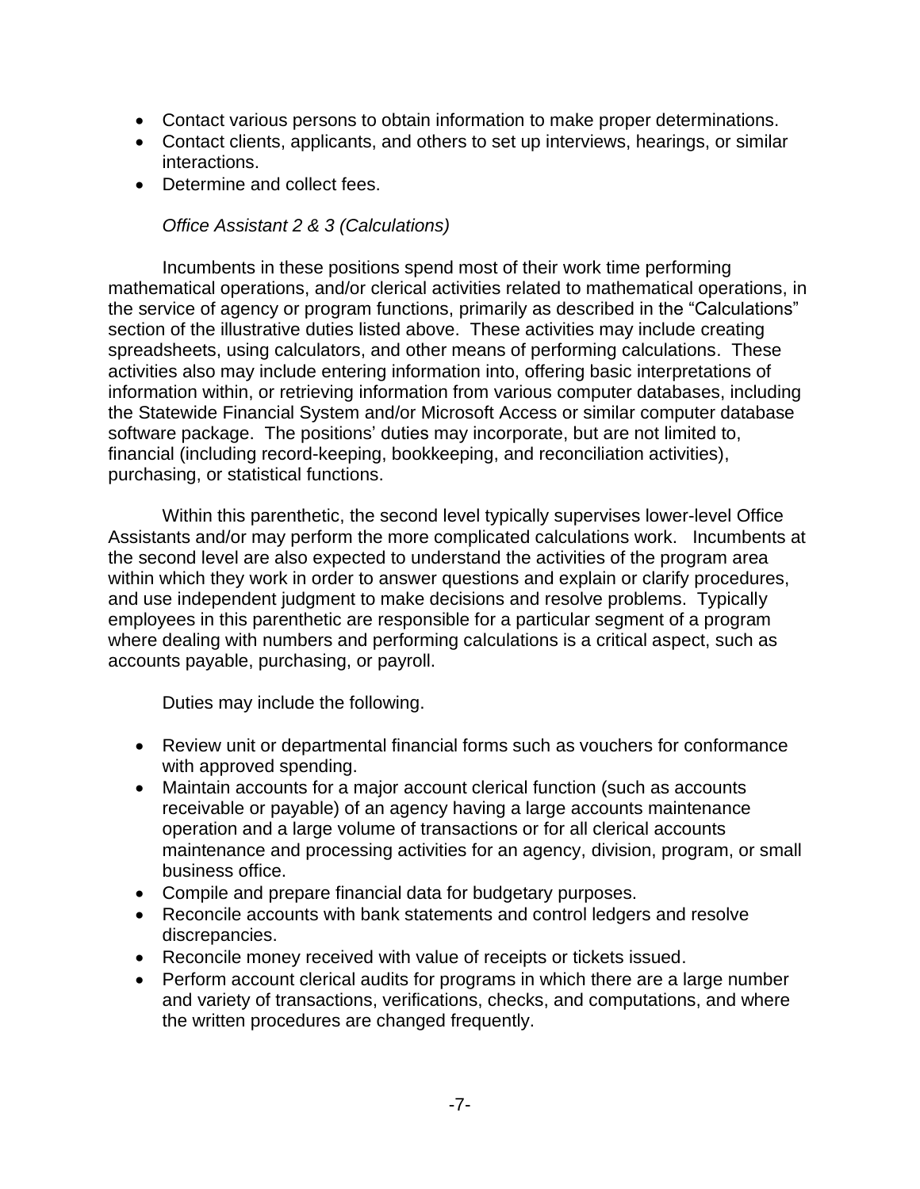- Contact various persons to obtain information to make proper determinations.
- Contact clients, applicants, and others to set up interviews, hearings, or similar interactions.
- Determine and collect fees.

*Office Assistant 2 & 3 (Calculations)*

Incumbents in these positions spend most of their work time performing mathematical operations, and/or clerical activities related to mathematical operations, in the service of agency or program functions, primarily as described in the "Calculations" section of the illustrative duties listed above. These activities may include creating spreadsheets, using calculators, and other means of performing calculations. These activities also may include entering information into, offering basic interpretations of information within, or retrieving information from various computer databases, including the Statewide Financial System and/or Microsoft Access or similar computer database software package. The positions' duties may incorporate, but are not limited to, financial (including record-keeping, bookkeeping, and reconciliation activities), purchasing, or statistical functions.

Within this parenthetic, the second level typically supervises lower-level Office Assistants and/or may perform the more complicated calculations work. Incumbents at the second level are also expected to understand the activities of the program area within which they work in order to answer questions and explain or clarify procedures, and use independent judgment to make decisions and resolve problems. Typically employees in this parenthetic are responsible for a particular segment of a program where dealing with numbers and performing calculations is a critical aspect, such as accounts payable, purchasing, or payroll.

Duties may include the following.

- Review unit or departmental financial forms such as vouchers for conformance with approved spending.
- Maintain accounts for a major account clerical function (such as accounts receivable or payable) of an agency having a large accounts maintenance operation and a large volume of transactions or for all clerical accounts maintenance and processing activities for an agency, division, program, or small business office.
- Compile and prepare financial data for budgetary purposes.
- Reconcile accounts with bank statements and control ledgers and resolve discrepancies.
- Reconcile money received with value of receipts or tickets issued.
- Perform account clerical audits for programs in which there are a large number and variety of transactions, verifications, checks, and computations, and where the written procedures are changed frequently.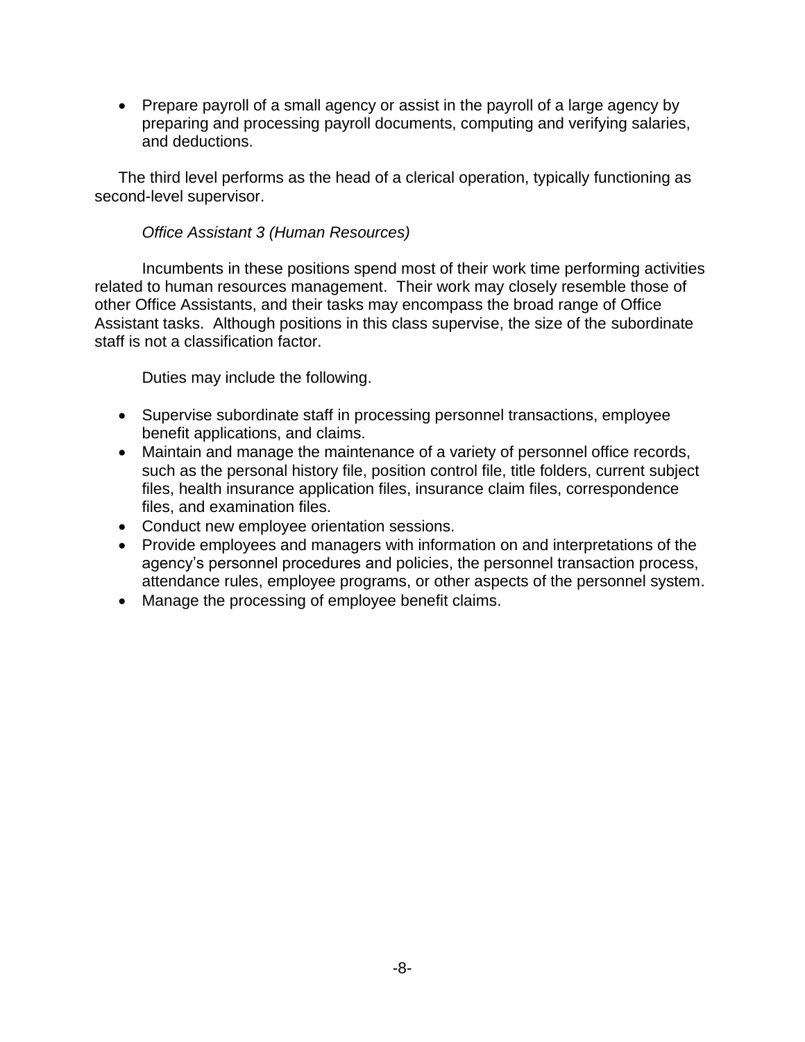- Prepare payroll of a small agency or assist in the payroll of a large agency by preparing and processing payroll documents, computing and verifying salaries, and deductions.

The third level performs as the head of a clerical operation, typically functioning as second-level supervisor.

*Office Assistant 3 (Human Resources)*

Incumbents in these positions spend most of their work time performing activities related to human resources management. Their work may closely resemble those of other Office Assistants, and their tasks may encompass the broad range of Office Assistant tasks. Although positions in this class supervise, the size of the subordinate staff is not a classification factor.

Duties may include the following.

- Supervise subordinate staff in processing personnel transactions, employee benefit applications, and claims.
- Maintain and manage the maintenance of a variety of personnel office records, such as the personal history file, position control file, title folders, current subject files, health insurance application files, insurance claim files, correspondence files, and examination files.
- Conduct new employee orientation sessions.
- Provide employees and managers with information on and interpretations of the agency's personnel procedures and policies, the personnel transaction process, attendance rules, employee programs, or other aspects of the personnel system.
- Manage the processing of employee benefit claims.